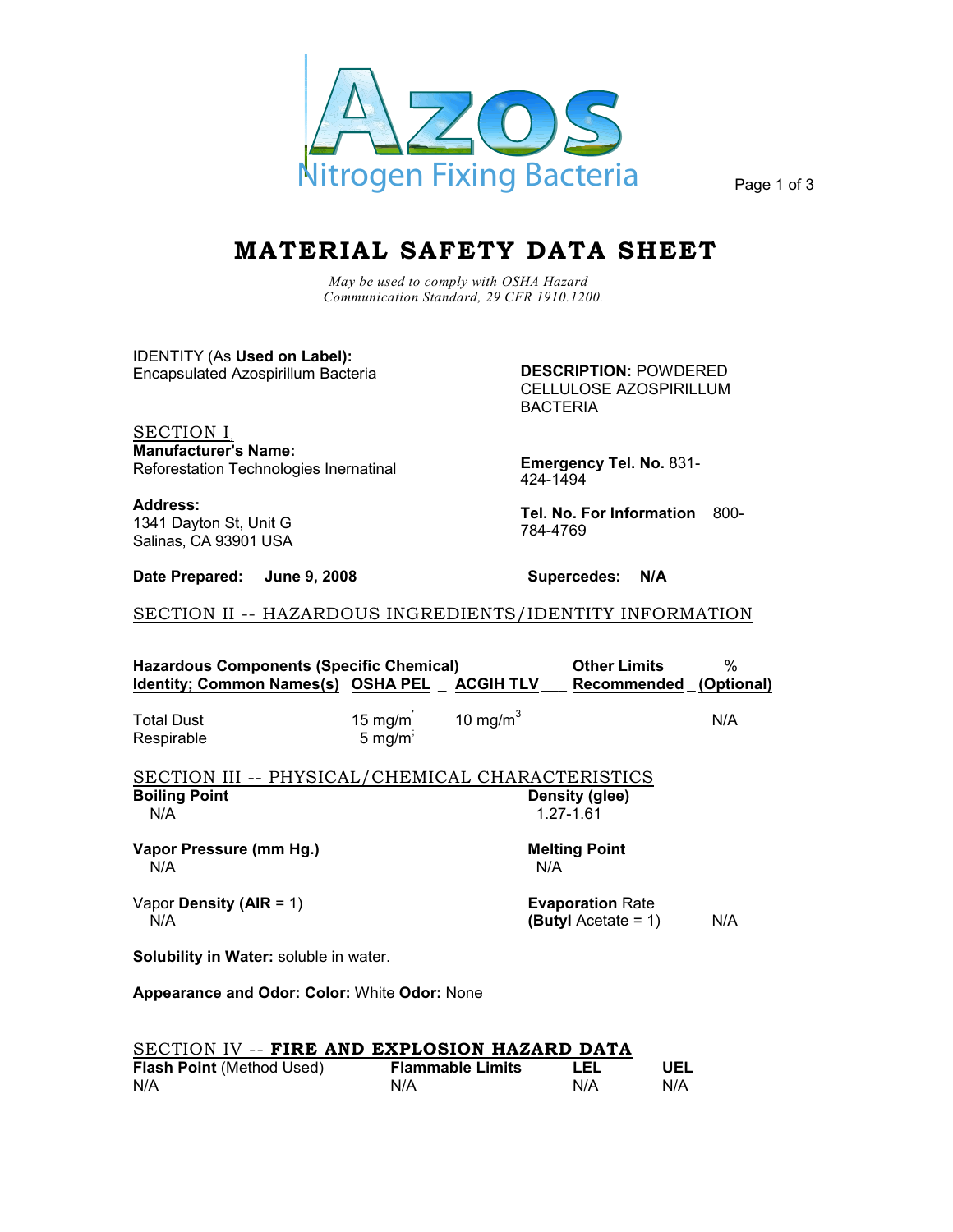AZOS
Nitrogen Fixing Bacteria

# MATERIAL SAFETY DATA SHEET

*May be used to comply with OSHA Hazard Communication Standard, 29 CFR 1910.1200.*

IDENTITY (As **Used on Label):**
Encapsulated Azospirillum Bacteria

**DESCRIPTION:** POWDERED CELLULOSE AZOSPIRILLUM BACTERIA

## SECTION I.

**Manufacturer's Name:**
Reforestation Technologies Inernatinal

**Address:**
1341 Dayton St, Unit G
Salinas, CA 93901 USA

**Emergency Tel. No.** 831-424-1494

**Tel. No. For Information** 800-784-4769

**Date Prepared: June 9, 2008**

**Supercedes: N/A**

## SECTION II -- HAZARDOUS INGREDIENTS/IDENTITY INFORMATION

| Hazardous Components (Specific Chemical Identity; Common Names(s) | OSHA PEL | ACGIH TLV | Other Limits Recommended | % (Optional) |
|---|---|---|---|---|
| Total Dust | 15 mg/m$^3$ | 10 mg/m$^3$ | | N/A |
| Respirable | 5 mg/m$^3$ | | | |

## SECTION III -- PHYSICAL/CHEMICAL CHARACTERISTICS

**Boiling Point**
N/A

**Density (glee)**
1.27-1.61

**Vapor Pressure (mm Hg.)**
N/A

**Melting Point**
N/A

Vapor **Density (AIR** = 1)
N/A

**Evaporation** Rate **(Butyl** Acetate = 1) N/A

**Solubility in Water:** soluble in water.

**Appearance and Odor: Color:** White **Odor:** None

## SECTION IV -- FIRE AND EXPLOSION HAZARD DATA

| Flash Point (Method Used) | Flammable Limits | LEL | UEL |
|---|---|---|---|
| N/A | N/A | N/A | N/A |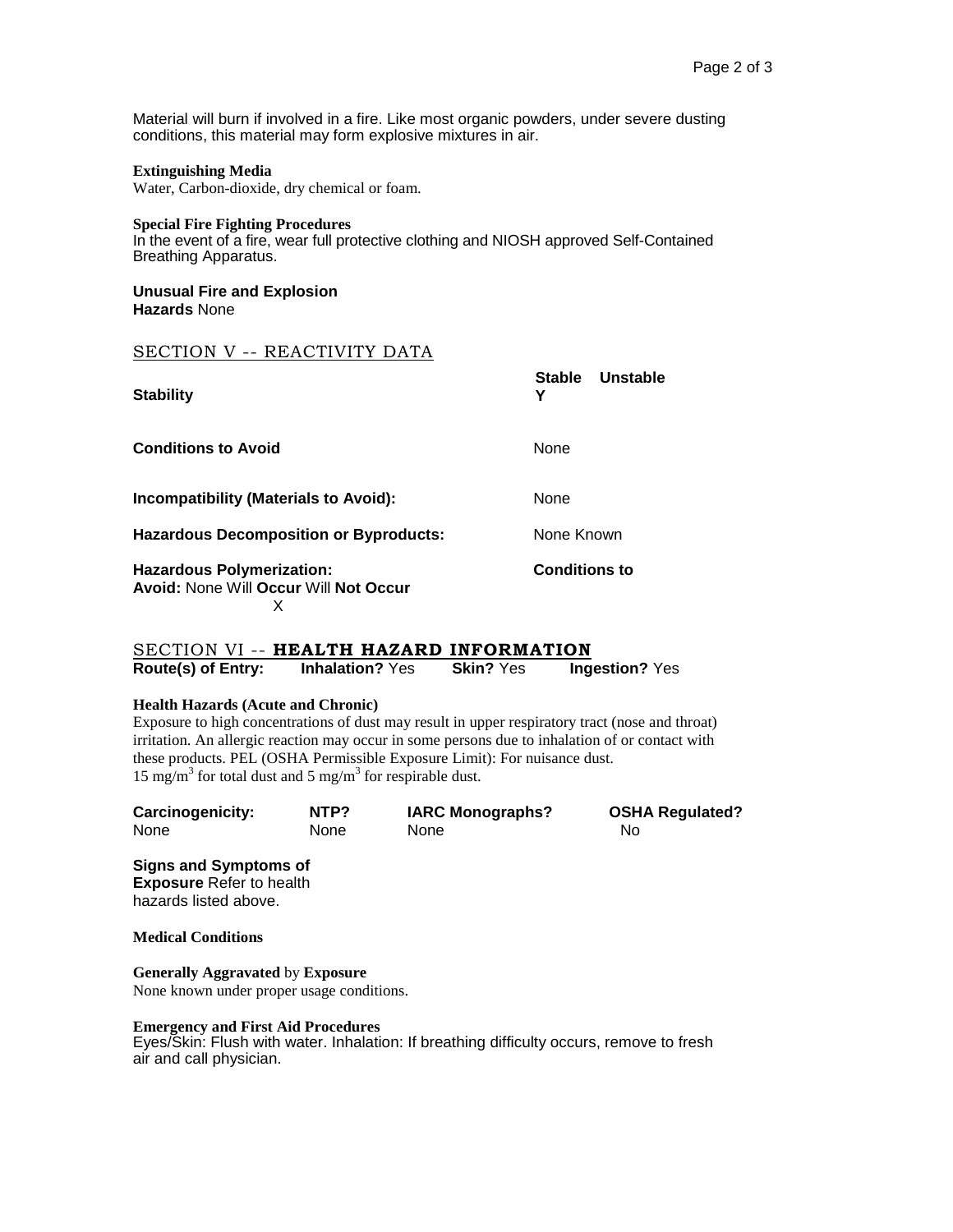Material will burn if involved in a fire. Like most organic powders, under severe dusting conditions, this material may form explosive mixtures in air.

**Extinguishing Media**
Water, Carbon-dioxide, dry chemical or foam.

**Special Fire Fighting Procedures**
In the event of a fire, wear full protective clothing and NIOSH approved Self-Contained Breathing Apparatus.

**Unusual Fire and Explosion Hazards** None

## SECTION V -- REACTIVITY DATA

| | Stable | Unstable |
|---|---|---|
| **Stability** | Y | |

**Conditions to Avoid** None

**Incompatibility (Materials to Avoid):** None

**Hazardous Decomposition or Byproducts:** None Known

**Hazardous Polymerization:** **Conditions to Avoid:** None Will **Occur** Will **Not Occur** X

## SECTION VI -- HEALTH HAZARD INFORMATION

**Route(s) of Entry:** **Inhalation?** Yes **Skin?** Yes **Ingestion?** Yes

**Health Hazards (Acute and Chronic)**
Exposure to high concentrations of dust may result in upper respiratory tract (nose and throat) irritation. An allergic reaction may occur in some persons due to inhalation of or contact with these products. PEL (OSHA Permissible Exposure Limit): For nuisance dust. 15 $mg/m^3$ for total dust and 5 $mg/m^3$ for respirable dust.

| Carcinogenicity: | NTP? | IARC Monographs? | OSHA Regulated? |
|---|---|---|---|
| None | None | None | No |

**Signs and Symptoms of Exposure** Refer to health hazards listed above.

**Medical Conditions**

**Generally Aggravated** by **Exposure**
None known under proper usage conditions.

**Emergency and First Aid Procedures**
Eyes/Skin: Flush with water. Inhalation: If breathing difficulty occurs, remove to fresh air and call physician.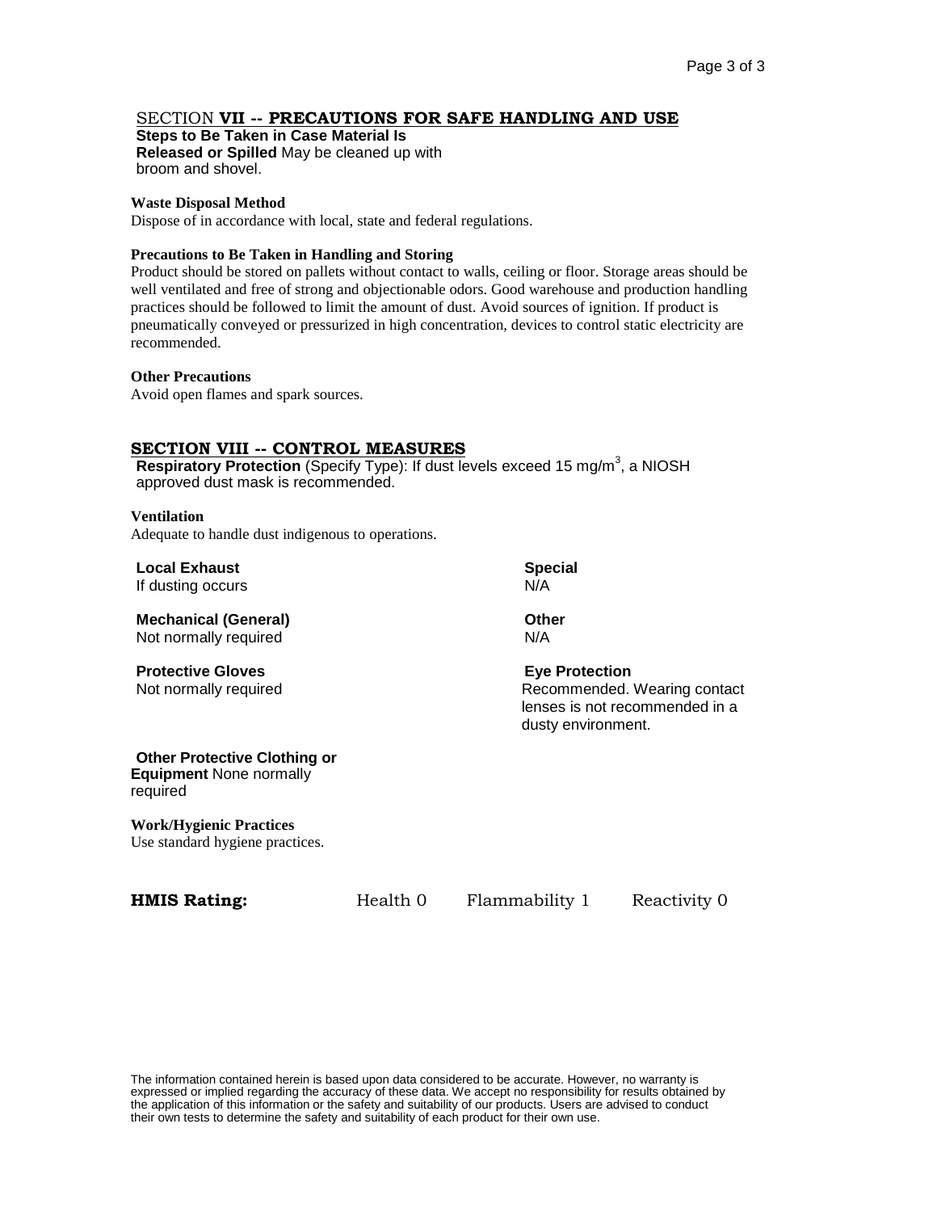## SECTION VII -- PRECAUTIONS FOR SAFE HANDLING AND USE

**Steps to Be Taken in Case Material Is Released or Spilled** May be cleaned up with broom and shovel.

**Waste Disposal Method**
Dispose of in accordance with local, state and federal regulations.

**Precautions to Be Taken in Handling and Storing**
Product should be stored on pallets without contact to walls, ceiling or floor. Storage areas should be well ventilated and free of strong and objectionable odors. Good warehouse and production handling practices should be followed to limit the amount of dust. Avoid sources of ignition. If product is pneumatically conveyed or pressurized in high concentration, devices to control static electricity are recommended.

**Other Precautions**
Avoid open flames and spark sources.

## SECTION VIII -- CONTROL MEASURES

**Respiratory Protection** (Specify Type): If dust levels exceed 15 mg/$m^3$, a NIOSH approved dust mask is recommended.

**Ventilation**
Adequate to handle dust indigenous to operations.

**Local Exhaust**
If dusting occurs

**Special**
N/A

**Mechanical (General)**
Not normally required

**Other**
N/A

**Protective Gloves**
Not normally required

**Eye Protection**
Recommended. Wearing contact lenses is not recommended in a dusty environment.

**Other Protective Clothing or Equipment** None normally required

**Work/Hygienic Practices**
Use standard hygiene practices.

**HMIS Rating:** Health 0 Flammability 1 Reactivity 0

The information contained herein is based upon data considered to be accurate. However, no warranty is expressed or implied regarding the accuracy of these data. We accept no responsibility for results obtained by the application of this information or the safety and suitability of our products. Users are advised to conduct their own tests to determine the safety and suitability of each product for their own use.